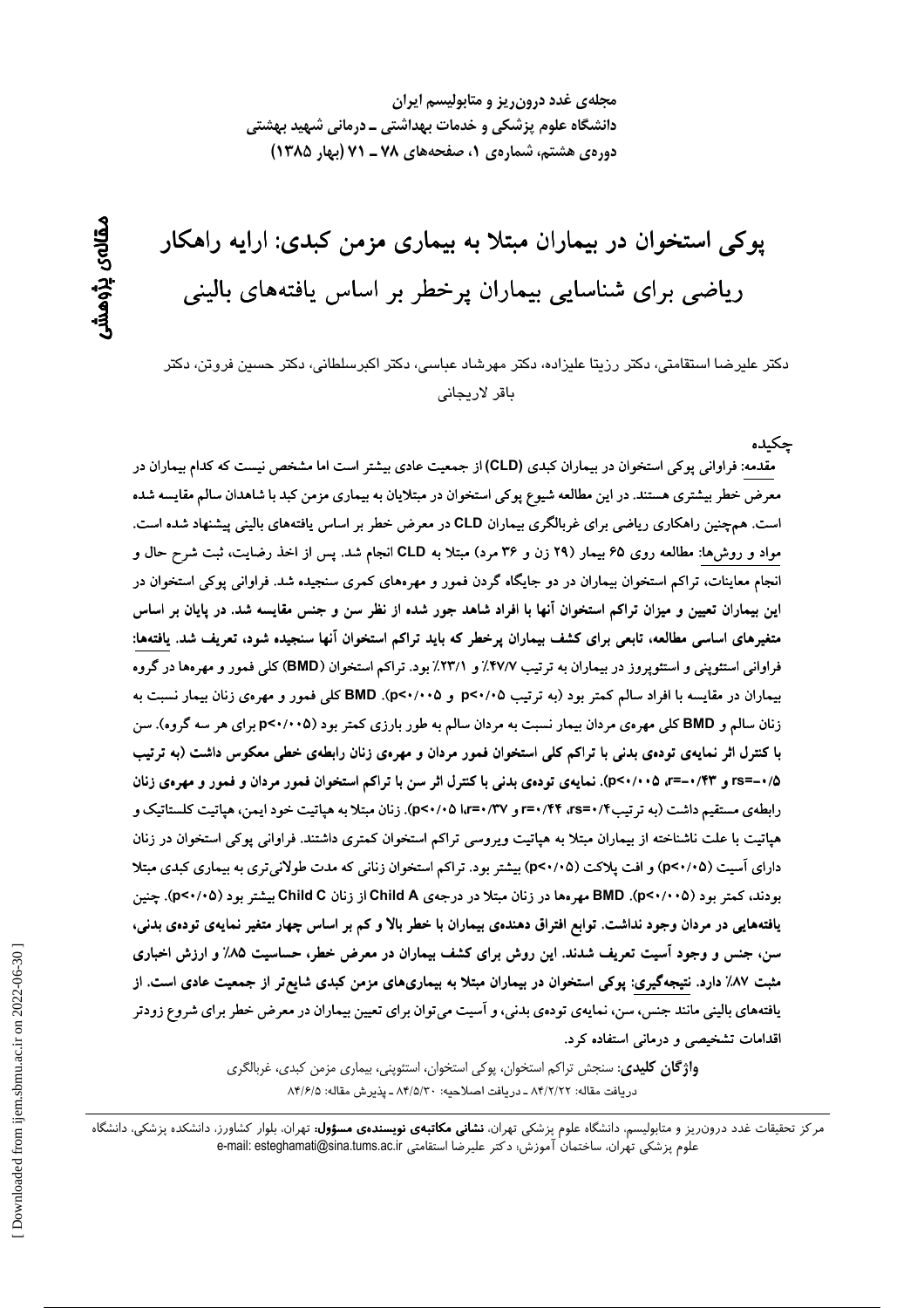مجله‌ی غدد درون‌ریز و متابولیسم ایران
دانشگاه علوم پزشکی و خدمات بهداشتی ـ درمانی شهید بهشتی
دوره‌ی هشتم، شماره‌ی ۱، صفحه‌های ۷۸ ـ ۷۱ (بهار ۱۳۸۵)

مقاله‌ی پژوهشی

# پوکی استخوان در بیماران مبتلا به بیماری مزمن کبدی: ارایه راهکار ریاضی برای شناسایی بیماران پرخطر بر اساس یافته‌های بالینی

دکتر علیرضا استقامتی، دکتر رزیتا علیزاده، دکتر مهرشاد عباسی، دکتر اکبرسلطانی، دکتر حسین فروتن، دکتر باقر لاریجانی

## چکیده

**مقدمه:** فراوانی پوکی استخوان در بیماران کبدی (CLD) از جمعیت عادی بیشتر است اما مشخص نیست که کدام بیماران در معرض خطر بیشتری هستند. در این مطالعه شیوع پوکی استخوان در مبتلایان به بیماری مزمن کبد با شاهدان سالم مقایسه شده است. هم‌چنین راهکاری ریاضی برای غربالگری بیماران CLD در معرض خطر بر اساس یافته‌های بالینی پیشنهاد شده است. **مواد و روش‌ها:** مطالعه روی ۶۵ بیمار (۲۹ زن و ۳۶ مرد) مبتلا به CLD انجام شد. پس از اخذ رضایت، ثبت شرح حال و انجام معاینات، تراکم استخوان بیماران در دو جایگاه گردن فمور و مهره‌های کمری سنجیده شد. فراوانی پوکی استخوان در این بیماران تعیین و میزان تراکم استخوان آنها با افراد شاهد جور شده از نظر سن و جنس مقایسه شد. در پایان بر اساس متغیرهای اساسی مطالعه، تابعی برای کشف بیماران پرخطر که باید تراکم استخوان آنها سنجیده شود، تعریف شد. **یافته‌ها:** فراوانی استئوپنی و استئوپروز در بیماران به ترتیب ۴۷/۷٪ و ۲۳/۱٪ بود. تراکم استخوان (BMD) کلی فمور و مهره‌ها در گروه بیماران در مقایسه با افراد سالم کمتر بود (به ترتیب $p<0.05$ و $p<0.005$). BMD کلی فمور و مهره‌ی زنان بیمار نسبت به زنان سالم و BMD کلی مهره‌ی مردان بیمار نسبت به مردان سالم به طور بارزی کمتر بود ($p<0.005$ برای هر سه گروه). سن با کنترل اثر نمایه‌ی توده‌ی بدنی با تراکم کلی استخوان فمور مردان و مهره‌ی زنان رابطه‌ی خطی معکوس داشت (به ترتیب $rs=-0.5$ و $r=-0.43$، $p<0.005$). نمایه‌ی توده‌ی بدنی با کنترل اثر سن با تراکم استخوان فمور مردان و فمور و مهره‌ی زنان رابطه‌ی مستقیم داشت (به ترتیب $rs=0.4$، $r=0.44$ و $r=0.37$، $p<0.05$). زنان مبتلا به هپاتیت خود ایمن، هپاتیت کلستاتیک و هپاتیت با علت ناشناخته از بیماران مبتلا به هپاتیت ویروسی تراکم استخوان کمتری داشتند. فراوانی پوکی استخوان در زنان دارای آسیت ($p<0.05$) و افت پلاکت ($p<0.05$) بیشتر بود. تراکم استخوان زنانی که مدت طولانی‌تری به بیماری کبدی مبتلا بودند، کمتر بود ($p<0.05$). BMD مهره‌ها در زنان مبتلا در درجه‌ی Child A از زنان Child C بیشتر بود ($p<0.05$). چنین یافته‌هایی در مردان وجود نداشت. توابع افتراق دهنده‌ی بیماران با خطر بالا و کم بر اساس چهار متغیر نمایه‌ی توده‌ی بدنی، سن، جنس و وجود آسیت تعریف شدند. این روش برای کشف بیماران در معرض خطر، حساسیت ۸۵٪ و ارزش اخباری مثبت ۸۷٪ دارد. **نتیجه‌گیری:** پوکی استخوان در بیماران مبتلا به بیماری‌های مزمن کبدی شایع‌تر از جمعیت عادی است. از یافته‌های بالینی مانند جنس، سن، نمایه‌ی توده‌ی بدنی، و آسیت می‌توان برای تعیین بیماران در معرض خطر برای شروع زودتر اقدامات تشخیصی و درمانی استفاده کرد.

**واژگان کلیدی:** سنجش تراکم استخوان، پوکی استخوان، استئوپنی، بیماری مزمن کبدی، غربالگری

دریافت مقاله: ۸۴/۲/۲۲ ـ دریافت اصلاحیه: ۸۴/۵/۳۰ ـ پذیرش مقاله: ۸۴/۶/۵

مرکز تحقیقات غدد درون‌ریز و متابولیسم، دانشگاه علوم پزشکی تهران، **نشانی مکاتبه‌ی نویسنده‌ی مسؤول:** تهران، بلوار کشاورز، دانشکده پزشکی، دانشگاه علوم پزشکی تهران، ساختمان آموزش؛ دکتر علیرضا استقامتی e-mail: esteghamati@sina.tums.ac.ir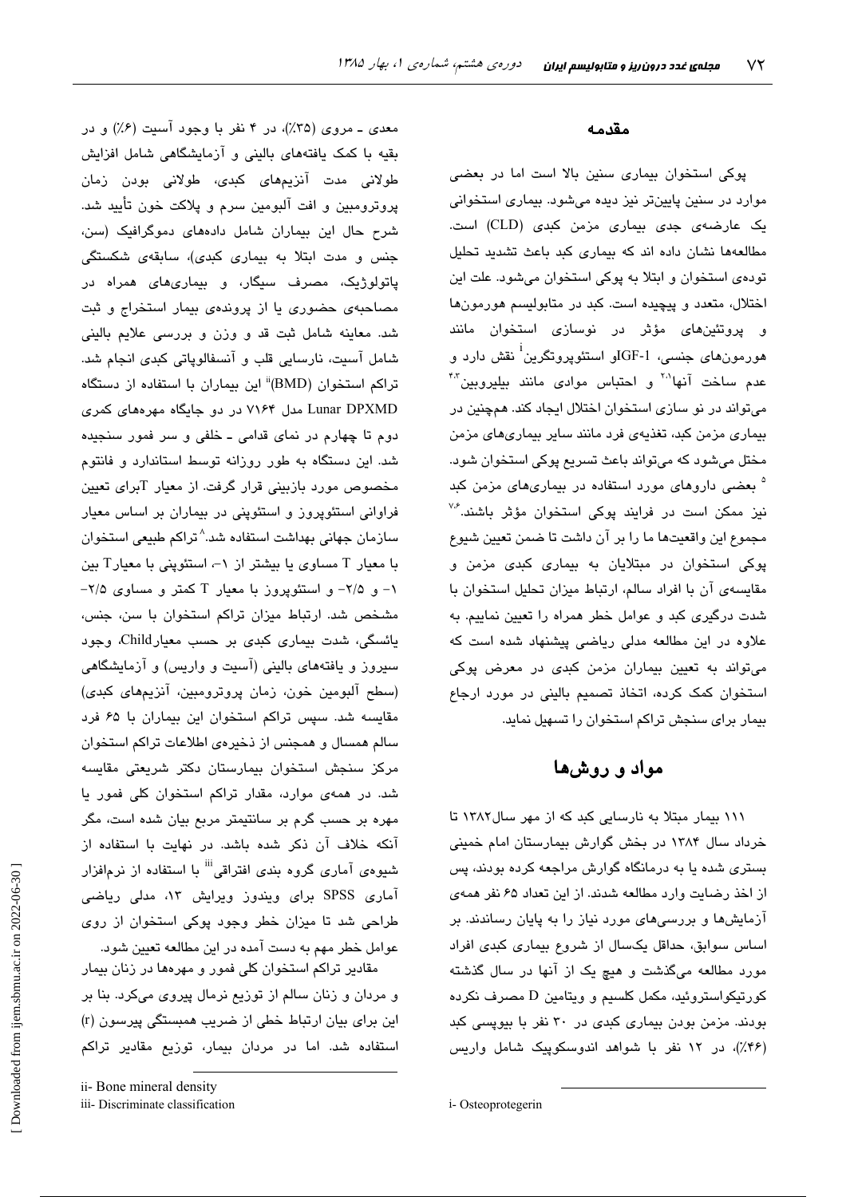## مقدمه

پوکی استخوان بیماری سنین بالا است اما در بعضی موارد در سنین پایین‌تر نیز دیده می‌شود. بیماری استخوانی یک عارضه‌ی جدی بیماری مزمن کبدی (CLD) است. مطالعه‌ها نشان داده اند که بیماری کبد باعث تشدید تحلیل توده‌ی استخوان و ابتلا به پوکی استخوان می‌شود. علت این اختلال، متعدد و پیچیده است. کبد در متابولیسم هورمون‌ها و پروتئین‌های مؤثر در نوسازی استخوان مانند هورمون‌های جنسی، IGF-1و استئوپروتگرین[i] نقش دارد و عدم ساخت آنها[1،2] و احتباس موادی مانند بیلیروبین[3،4] می‌تواند در نو سازی استخوان اختلال ایجاد کند. همچنین در بیماری مزمن کبد، تغذیه‌ی فرد مانند سایر بیماری‌های مزمن مختل می‌شود که می‌تواند باعث تسریع پوکی استخوان شود.[5] بعضی داروهای مورد استفاده در بیماری‌های مزمن کبد نیز ممکن است در فرایند پوکی استخوان مؤثر باشند.[6،7] مجموع این واقعیت‌ها ما را بر آن داشت تا ضمن تعیین شیوع پوکی استخوان در مبتلایان به بیماری کبدی مزمن و مقایسه‌ی آن با افراد سالم، ارتباط میزان تحلیل استخوان با شدت درگیری کبد و عوامل خطر همراه را تعیین نماییم. به علاوه در این مطالعه مدلی ریاضی پیشنهاد شده است که می‌تواند به تعیین بیماران مزمن کبدی در معرض پوکی استخوان کمک کرده، اتخاذ تصمیم بالینی در مورد ارجاع بیمار برای سنجش تراکم استخوان را تسهیل نماید.

## مواد و روش‌ها

۱۱۱ بیمار مبتلا به نارسایی کبد که از مهر سال۱۳۸۲ تا خرداد سال ۱۳۸۴ در بخش گوارش بیمارستان امام خمینی بستری شده یا به درمانگاه گوارش مراجعه کرده بودند، پس از اخذ رضایت وارد مطالعه شدند. از این تعداد ۶۵ نفر همه‌ی آزمایش‌ها و بررسی‌های مورد نیاز را به پایان رساندند. بر اساس سوابق، حداقل یک‌سال از شروع بیماری کبدی افراد مورد مطالعه می‌گذشت و هیچ یک از آنها در سال گذشته کورتیکواستروئید، مکمل کلسیم و ویتامین D مصرف نکرده بودند. مزمن بودن بیماری کبدی در ۳۰ نفر با بیوپسی کبد (۴۶٪)، در ۱۲ نفر با شواهد اندوسکوپیک شامل واریس معدی ـ مروی (۳۵٪)، در ۴ نفر با وجود آسیت (۶٪) و در بقیه با کمک یافته‌های بالینی و آزمایشگاهی شامل افزایش طولانی مدت آنزیم‌های کبدی، طولانی بودن زمان پروترومبین و افت آلبومین سرم و پلاکت خون تأیید شد. شرح حال این بیماران شامل داده‌های دموگرافیک (سن، جنس و مدت ابتلا به بیماری کبدی)، سابقه‌ی شکستگی پاتولوژیک، مصرف سیگار، و بیماری‌های همراه در مصاحبه‌ی حضوری یا از پرونده‌ی بیمار استخراج و ثبت شد. معاینه شامل ثبت قد و وزن و بررسی علایم بالینی شامل آسیت، نارسایی قلب و آنسفالوپاتی کبدی انجام شد. تراکم استخوان (BMD)[ii] این بیماران با استفاده از دستگاه Lunar DPXMD مدل ۷۱۶۴ در دو جایگاه مهره‌های کمری دوم تا چهارم در نمای قدامی ـ خلفی و سر فمور سنجیده شد. این دستگاه به طور روزانه توسط استاندارد و فانتوم مخصوص مورد بازبینی قرار گرفت. از معیار Tبرای تعیین فراوانی استئوپروز و استئوپنی در بیماران بر اساس معیار سازمان جهانی بهداشت استفاده شد.[8] تراکم طبیعی استخوان با معیار T مساوی یا بیشتر از ۱-، استئوپنی با معیارT بین ۱- و ۲/۵- و استئوپروز با معیار T کمتر و مساوی ۲/۵- مشخص شد. ارتباط میزان تراکم استخوان با سن، جنس، یائسگی، شدت بیماری کبدی بر حسب معیارChild، وجود سیروز و یافته‌های بالینی (آسیت و واریس) و آزمایشگاهی (سطح آلبومین خون، زمان پروترومبین، آنزیم‌های کبدی) مقایسه شد. سپس تراکم استخوان این بیماران با ۶۵ فرد سالم همسال و همجنس از ذخیره‌ی اطلاعات تراکم استخوان مرکز سنجش استخوان بیمارستان دکتر شریعتی مقایسه شد. در همه‌ی موارد، مقدار تراکم استخوان کلی فمور یا مهره بر حسب گرم بر سانتیمتر مربع بیان شده است، مگر آنکه خلاف آن ذکر شده باشد. در نهایت با استفاده از شیوه‌ی آماری گروه بندی افتراقی[iii] با استفاده از نرم‌افزار آماری SPSS برای ویندوز ویرایش ۱۳، مدلی ریاضی طراحی شد تا میزان خطر وجود پوکی استخوان از روی عوامل خطر مهم به دست آمده در این مطالعه تعیین شود.

مقادیر تراکم استخوان کلی فمور و مهره‌ها در زنان بیمار و مردان و زنان سالم از توزیع نرمال پیروی می‌کرد. بنا بر این برای بیان ارتباط خطی از ضریب همبستگی پیرسون (r) استفاده شد. اما در مردان بیمار، توزیع مقادیر تراکم

i- Osteoprotegerin

ii- Bone mineral density

iii- Discriminate classification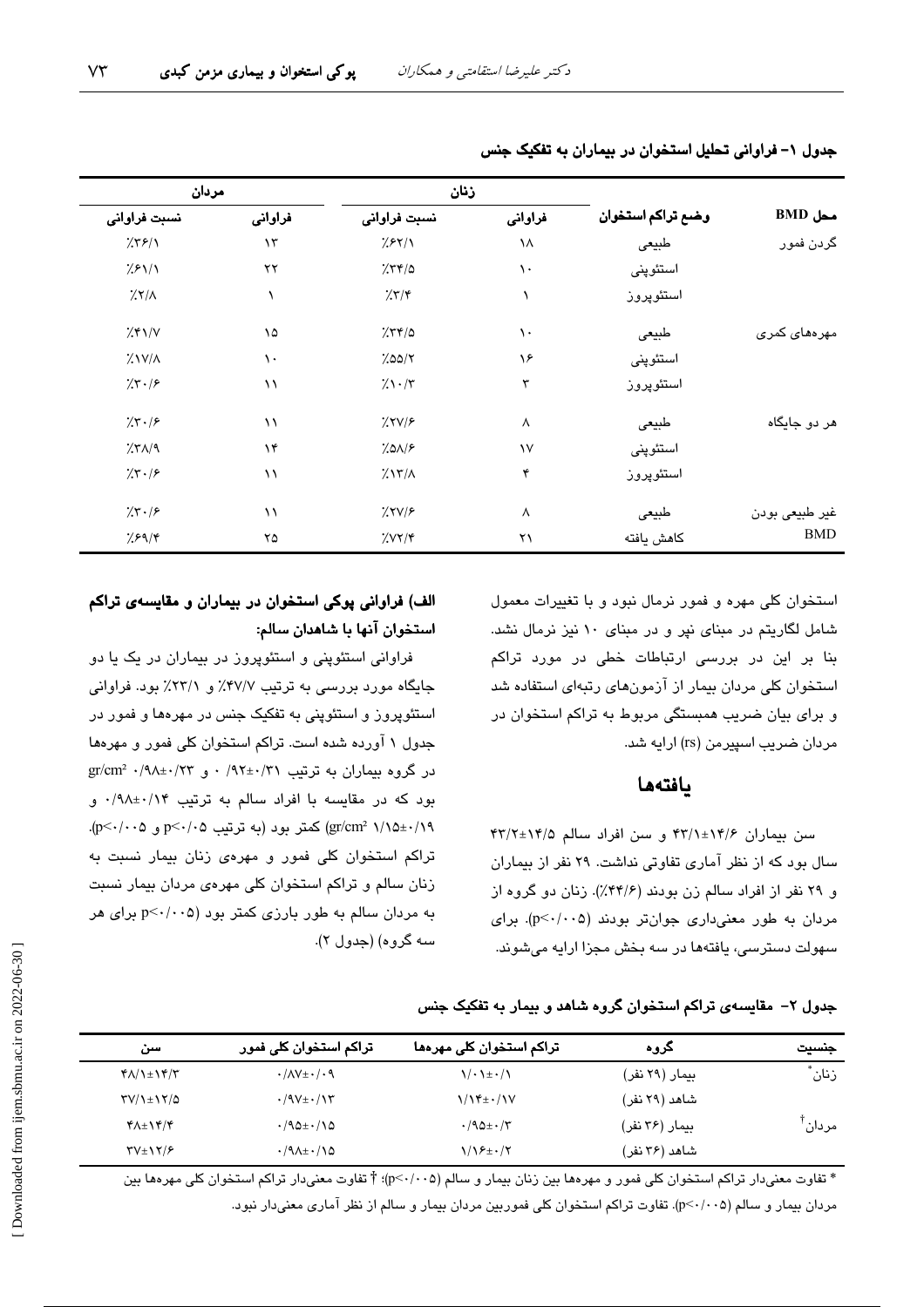جدول ۱- فراوانی تحلیل استخوان در بیماران به تفکیک جنس

| محل BMD | وضع تراکم استخوان | زنان | | مردان | |
|---|---|---|---|---|---|
| | | فراوانی | نسبت فراوانی | فراوانی | نسبت فراوانی |
| گردن فمور | طبیعی | ۱۸ | ٪۶۲/۱ | ۱۳ | ٪۳۶/۱ |
| | استئوپنی | ۱۰ | ٪۳۴/۵ | ۲۲ | ٪۶۱/۱ |
| | استئوپروز | ۱ | ٪۳/۴ | ۱ | ٪۲/۸ |
| مهره‌های کمری | طبیعی | ۱۰ | ٪۳۴/۵ | ۱۵ | ٪۴۱/۷ |
| | استئوپنی | ۱۶ | ٪۵۵/۲ | ۱۰ | ٪۱۷/۸ |
| | استئوپروز | ۳ | ٪۱۰/۳ | ۱۱ | ٪۳۰/۶ |
| هر دو جایگاه | طبیعی | ۸ | ٪۲۷/۶ | ۱۱ | ٪۳۰/۶ |
| | استئوپنی | ۱۷ | ٪۵۸/۶ | ۱۴ | ٪۳۸/۹ |
| | استئوپروز | ۴ | ٪۱۳/۸ | ۱۱ | ٪۳۰/۶ |
| غیر طبیعی بودن BMD | طبیعی | ۸ | ٪۲۷/۶ | ۱۱ | ٪۳۰/۶ |
| | کاهش یافته | ۲۱ | ٪۷۲/۴ | ۲۵ | ٪۶۹/۴ |

استخوان کلی مهره و فمور نرمال نبود و با تغییرات معمول شامل لگاریتم در مبنای نپر و در مبنای ۱۰ نیز نرمال نشد. بنا بر این در بررسی ارتباطات خطی در مورد تراکم استخوان کلی مردان بیمار از آزمون‌های رتبه‌ای استفاده شد و برای بیان ضریب همبستگی مربوط به تراکم استخوان در مردان ضریب اسپیرمن (rs) ارایه شد.

## یافته‌ها

سن بیماران ۱۴/۶±۴۳/۱ و سن افراد سالم ۱۴/۵±۴۳/۲ سال بود که از نظر آماری تفاوتی نداشت. ۲۹ نفر از بیماران و ۲۹ نفر از افراد سالم زن بودند (۴۴/۶٪). زنان دو گروه از مردان به طور معنی‌داری جوان‌تر بودند (p<۰/۰۰۵). برای سهولت دسترسی، یافته‌ها در سه بخش مجزا ارایه می‌شوند.

### الف) فراوانی پوکی استخوان در بیماران و مقایسه‌ی تراکم استخوان آنها با شاهدان سالم:

فراوانی استئوپنی و استئوپروز در بیماران در یک یا دو جایگاه مورد بررسی به ترتیب ۴۷/۷٪ و ۲۳/۱٪ بود. فراوانی استئوپروز و استئوپنی به تفکیک جنس در مهره‌ها و فمور در جدول ۱ آورده شده است. تراکم استخوان کلی فمور و مهره‌ها در گروه بیماران به ترتیب ۰/۳۱±۰/۹۲ و ۰/۲۳±۰/۹۸ gr/cm² بود که در مقایسه با افراد سالم به ترتیب ۰/۱۴±۰/۹۸ و ۰/۱۹±۱/۱۵ (gr/cm²) کمتر بود (به ترتیب p<۰/۰۵ و p<۰/۰۰۵). تراکم استخوان کلی فمور و مهره‌ی زنان بیمار نسبت به زنان سالم و تراکم استخوان کلی مهره‌ی مردان بیمار نسبت به مردان سالم به طور بارزی کمتر بود (p<۰/۰۰۵ برای هر سه گروه) (جدول ۲).

جدول ۲- مقایسه‌ی تراکم استخوان گروه شاهد و بیمار به تفکیک جنس

| جنسیت | گروه | تراکم استخوان کلی مهره‌ها | تراکم استخوان کلی فمور | سن |
|---|---|---|---|---|
| زنان* | بیمار (۲۹ نفر) | ۰/۱±۱/۰۱ | ۰/۰۹±۰/۸۷ | ۱۴/۳±۴۸/۱ |
| | شاهد (۲۹ نفر) | ۰/۱۷±۱/۱۴ | ۰/۱۳±۰/۹۷ | ۱۲/۵±۳۷/۱ |
| مردان† | بیمار (۳۶ نفر) | ۰/۳±۰/۹۵ | ۰/۱۵±۰/۹۵ | ۱۴/۴±۴۸ |
| | شاهد (۳۶ نفر) | ۰/۲±۱/۱۶ | ۰/۱۵±۰/۹۸ | ۱۲/۶±۳۷ |

* تفاوت معنی‌دار تراکم استخوان کلی فمور و مهره‌ها بین زنان بیمار و سالم (p<۰/۰۰۵)؛ † تفاوت معنی‌دار تراکم استخوان کلی مهره‌ها بین مردان بیمار و سالم (p<۰/۰۰۵). تفاوت تراکم استخوان کلی فموربین مردان بیمار و سالم از نظر آماری معنی‌دار نبود.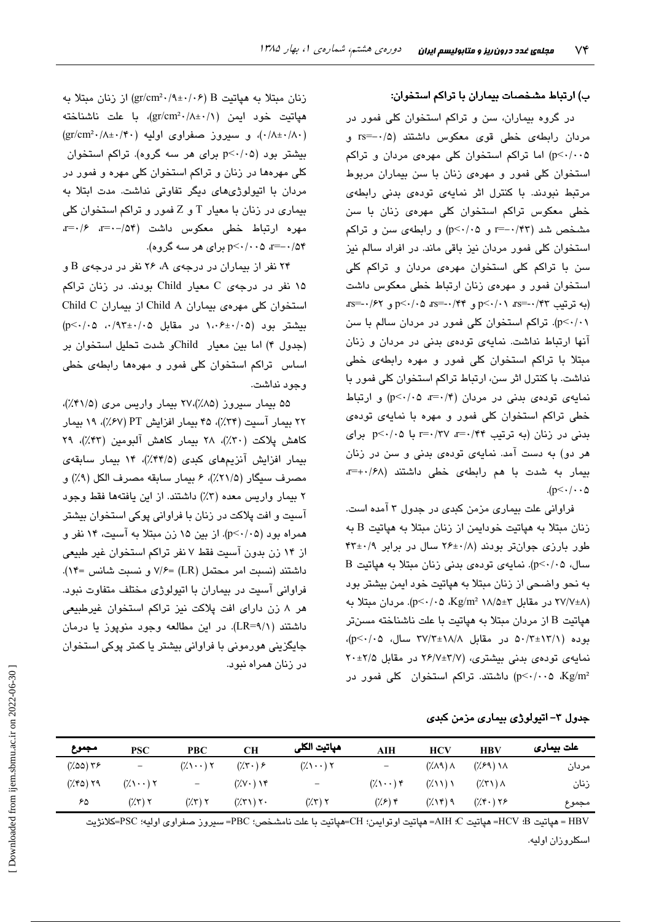### ب) ارتباط مشخصات بیماران با تراکم استخوان:

در گروه بیماران، سن و تراکم استخوان کلی فمور در مردان رابطه‌ی خطی قوی معکوس داشتند (rs=−۰/۵ و p<۰/۰۰۵) اما تراکم استخوان کلی مهره‌ی مردان و تراکم استخوان کلی فمور و مهره‌ی زنان با سن بیماران مربوط مرتبط نبودند. با کنترل اثر نمایه‌ی توده‌ی بدنی رابطه‌ی خطی معکوس تراکم استخوان کلی مهره‌ی زنان با سن مشخص شد (r=−۰/۴۳ و p<۰/۰۵) و رابطه‌ی سن و تراکم استخوان کلی فمور مردان نیز باقی ماند. در افراد سالم نیز سن با تراکم کلی استخوان مهره‌ی مردان و تراکم کلی استخوان فمور و مهره‌ی زنان ارتباط خطی معکوس داشت (به ترتیب rs=−۰/۴۳، p<۰/۰۱ و rs=−۰/۴۴، p<۰/۰۵ و rs=−۰/۶۲، p<۰/۰۱). تراکم استخوان کلی فمور در مردان سالم با سن آنها ارتباط نداشت. نمایه‌ی توده‌ی بدنی در مردان و زنان مبتلا با تراکم استخوان کلی فمور و مهره رابطه‌ی خطی نداشت. با کنترل اثر سن، ارتباط تراکم استخوان کلی فمور با نمایه‌ی توده‌ی بدنی در مردان (r=۰/۴، p<۰/۰۵) و ارتباط خطی تراکم استخوان کلی فمور و مهره با نمایه‌ی توده‌ی بدنی در زنان (به ترتیب r=۰/۴۴، r=۰/۳۷ با p<۰/۰۵ برای هر دو) به دست آمد. نمایه‌ی توده‌ی بدنی و سن در زنان بیمار به شدت با هم رابطه‌ی خطی داشتند (r=+۰/۶۸، p<۰/۰۰۵).

فراوانی علت بیماری مزمن کبدی در جدول ۳ آمده است. زنان مبتلا به هپاتیت خودایمن از زنان مبتلا به هپاتیت B به طور بارزی جوان‌تر بودند (۲۶±۰/۸ سال در برابر ۴۳±۰/۹ سال، p<۰/۰۵). نمایه‌ی توده‌ی بدنی زنان مبتلا به هپاتیت B به نحو واضحی از زنان مبتلا به هپاتیت خود ایمن بیشتر بود (۲۷/۷±۸ در مقابل ۱۸/۵±۳ Kg/m²، p<۰/۰۵). مردان مبتلا به هپاتیت B از مردان مبتلا به هپاتیت با علت ناشناخته مسن‌تر بوده (۵۰/۳±۱۳/۱ در مقابل ۳۷/۳±۱۸/۸ سال، p<۰/۰۵)، نمایه‌ی توده‌ی بدنی بیشتری، (۲۶/۷±۳/۷ در مقابل ۲۰±۲/۵ Kg/m²، p<۰/۰۰۵) داشتند. تراکم استخوان کلی فمور در زنان مبتلا به هپاتیت B (۰/۹±۰/۰۶ gr/cm²) از زنان مبتلا به هپاتیت خود ایمن (۰/۸±۰/۱ gr/cm²)، با علت ناشناخته (۰/۸±۰/۸۰)، و سیروز صفراوی اولیه (۰/۸±۰/۴۰ gr/cm²) بیشتر بود (p<۰/۰۵ برای هر سه گروه). تراکم استخوان کلی مهره‌ها در زنان و تراکم استخوان کلی مهره و فمور در مردان با اتیولوژی‌های دیگر تفاوتی نداشت. مدت ابتلا به بیماری در زنان با معیار T و Z فمور و تراکم استخوان کلی مهره ارتباط خطی معکوس داشت (r=−۰/۵۴، r=−۰/۶، r=−۰/۵۴، p<۰/۰۰۵ برای هر سه گروه).

۲۴ نفر از بیماران در درجه‌ی A، ۲۶ نفر در درجه‌ی B و ۱۵ نفر در درجه‌ی C معیار Child بودند. در زنان تراکم استخوان کلی مهره‌ی بیماران Child A از بیماران Child C بیشتر بود (۱،۰۶±۰/۰۵ در مقابل ۰/۹۳±۰/۰۵، p<۰/۰۵) (جدول ۴) اما بین معیار Child و شدت تحلیل استخوان بر اساس تراکم استخوان کلی فمور و مهره‌ها رابطه‌ی خطی وجود نداشت.

۵۵ بیمار سیروز (۸۵٪)،۲۷ بیمار واریس مری (۴۱/۵٪)، ۲۲ بیمار آسیت (۳۴٪)، ۴۵ بیمار افزایش PT (۶۷٪)، ۱۹ بیمار کاهش پلاکت (۳۰٪)، ۲۸ بیمار کاهش آلبومین (۴۳٪)، ۲۹ بیمار افزایش آنزیم‌های کبدی (۴۴/۵٪)، ۱۴ بیمار سابقه‌ی مصرف سیگار (۲۱/۵٪)، ۶ بیمار سابقه مصرف الکل (۹٪) و ۲ بیمار واریس معده (۳٪) داشتند. از این یافته‌ها فقط وجود آسیت و افت پلاکت در زنان با فراوانی پوکی استخوان بیشتر همراه بود (p<۰/۰۵). از بین ۱۵ زن مبتلا به آسیت، ۱۴ نفر و از ۱۴ زن بدون آسیت فقط ۷ نفر تراکم استخوان غیر طبیعی داشتند (نسبت امر محتمل (LR) =۷/۶ و نسبت شانس =۱۴). فراوانی آسیت در بیماران با اتیولوژی مختلف متفاوت نبود. هر ۸ زن دارای افت پلاکت نیز تراکم استخوان غیرطبیعی داشتند (LR=۹/۱). در این مطالعه وجود منوپوز یا درمان جایگزینی هورمونی با فراوانی بیشتر یا کمتر پوکی استخوان در زنان همراه نبود.

**جدول ۳- اتیولوژی بیماری مزمن کبدی**

| علت بیماری | HBV | HCV | AIH | هپاتیت الکلی | CH | PBC | PSC | مجموع |
|---|---|---|---|---|---|---|---|---|
| مردان | (۶۹٪) ۱۸ | (۸۹٪) ۸ | − | (۱۰۰٪) ۲ | (۳۰٪) ۶ | (۱۰۰٪) ۲ | − | (۵۵٪) ۳۶ |
| زنان | (۳۱٪) ۸ | (۱۱٪) ۱ | (۱۰۰٪) ۴ | − | (۷۰٪) ۱۴ | − | (۱۰۰٪) ۲ | (۴۵٪) ۲۹ |
| مجموع | (۴۰٪) ۲۶ | (۱۴٪) ۹ | (۶٪) ۴ | (۳٪) ۲ | (۳۱٪) ۲۰ | (۳٪) ۲ | (۳٪) ۲ | ۶۵ |

HBV = هپاتیت B؛ HCV= هپاتیت C؛ AIH= هپاتیت اوتوایمن؛ CH=هپاتیت با علت نامشخص؛ PBC= سیروز صفراوی اولیه؛ PSC=کلانژیت اسکلروزان اولیه.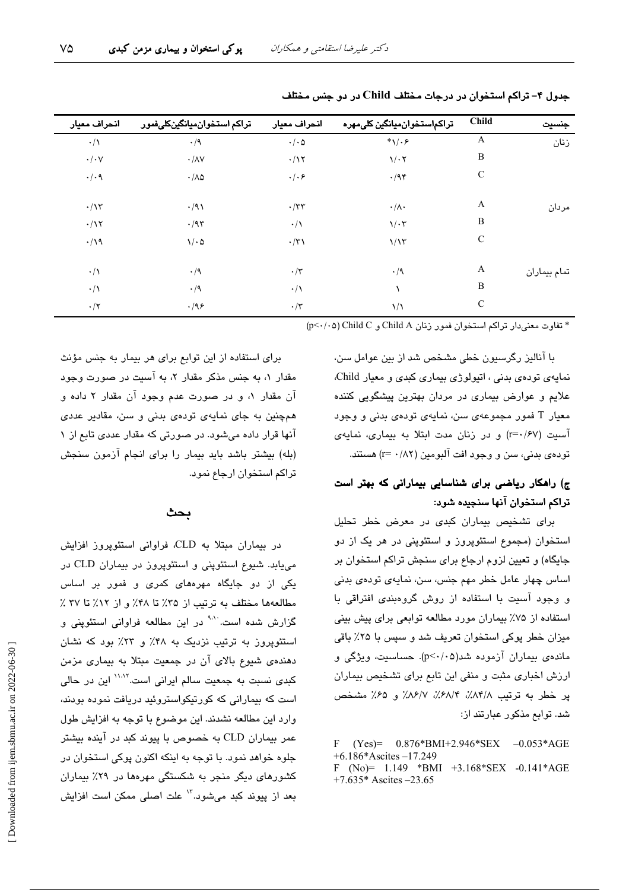جدول ۴- تراکم استخوان در درجات مختلف Child در دو جنس مختلف

| جنسیت | Child | تراکم‌استخوان‌میانگین کلی‌مهره | انحراف معیار | تراکم استخوان‌میانگین‌کلی‌فمور | انحراف معیار |
|---|---|---|---|---|---|
| زنان | A | ۱/۰۶* | ۰/۰۵ | ۰/۹ | ۰/۱ |
| | B | ۱/۰۲ | ۰/۱۲ | ۰/۸۷ | ۰/۰۷ |
| | C | ۰/۹۴ | ۰/۰۶ | ۰/۸۵ | ۰/۰۹ |
| مردان | A | ۰/۸۰ | ۰/۳۳ | ۰/۹۱ | ۰/۱۳ |
| | B | ۱/۰۳ | ۰/۱ | ۰/۹۳ | ۰/۱۲ |
| | C | ۱/۱۳ | ۰/۳۱ | ۱/۰۵ | ۰/۱۹ |
| تمام بیماران | A | ۰/۹ | ۰/۳ | ۰/۹ | ۰/۱ |
| | B | ۱ | ۰/۱ | ۰/۹ | ۰/۱ |
| | C | ۱/۱ | ۰/۳ | ۰/۹۶ | ۰/۲ |

* تفاوت معنی‌دار تراکم استخوان فمور زنان Child A و Child C ($p<0.05$)

با آنالیز رگرسیون خطی مشخص شد از بین عوامل سن، نمایه‌ی توده‌ی بدنی ، اتیولوژی بیماری کبدی و معیار Child، علایم و عوارض بیماری در مردان بهترین پیشگویی کننده معیار T فمور مجموعه‌ی سن، نمایه‌ی توده‌ی بدنی و وجود آسیت ($r=0.67$) و در زنان مدت ابتلا به بیماری، نمایه‌ی توده‌ی بدنی، سن و وجود افت آلبومین ($r=0.82$) هستند.

### ج) راهکار ریاضی برای شناسایی بیمارانی که بهتر است تراکم استخوان آنها سنجیده شود:

برای تشخیص بیماران کبدی در معرض خطر تحلیل استخوان (مجموع استئوپروز و استئوپنی در هر یک از دو جایگاه) و تعیین لزوم ارجاع برای سنجش تراکم استخوان بر اساس چهار عامل خطر مهم جنس، سن، نمایه‌ی توده‌ی بدنی و وجود آسیت با استفاده از روش گروه‌بندی افتراقی با استفاده از ۷۵٪ بیماران مورد مطالعه توابعی برای پیش بینی میزان خطر پوکی استخوان تعریف شد و سپس با ۲۵٪ باقی مانده‌ی بیماران آزموده شد($p<0.05$). حساسیت، ویژگی و ارزش اخباری مثبت و منفی این تابع برای تشخیص بیماران پر خطر به ترتیب ۸۴/۸٪، ۶۸/۴٪، ۸۶/۷٪ و ۶۵٪ مشخص شد. توابع مذکور عبارتند از:

F (Yes)= 0.876*BMI+2.946*SEX –0.053*AGE +6.186*Ascites –17.249
F (No)= 1.149 *BMI +3.168*SEX -0.141*AGE +7.635* Ascites –23.65

برای استفاده از این توابع برای هر بیمار به جنس مؤنث مقدار ۱، به جنس مذکر مقدار ۲، به آسیت در صورت وجود آن مقدار ۱، و در صورت عدم وجود آن مقدار ۲ داده و همچنین به جای نمایه‌ی توده‌ی بدنی و سن، مقادیر عددی آنها قرار داده می‌شود. در صورتی که مقدار عددی تابع از ۱ (بله) بیشتر باشد باید بیمار را برای انجام آزمون سنجش تراکم استخوان ارجاع نمود.

## بحث

در بیماران مبتلا به CLD، فراوانی استئوپروز افزایش می‌یابد. شیوع استئوپنی و استئوپروز در بیماران CLD در یکی از دو جایگاه مهره‌های کمری و فمور بر اساس مطالعه‌ها مختلف به ترتیب از ۳۵٪ تا ۴۸٪ و از ۱۲٪ تا ۳۷ ٪ گزارش شده است.[9،10] در این مطالعه فراوانی استئوپنی و استئوپروز به ترتیب نزدیک به ۴۸٪ و ۲۳٪ بود که نشان دهنده‌ی شیوع بالای آن در جمعیت مبتلا به بیماری مزمن کبدی نسبت به جمعیت سالم ایرانی است.[11،12] این در حالی است که بیمارانی که کورتیکواستروئید دریافت نموده بودند، وارد این مطالعه نشدند. این موضوع با توجه به افزایش طول عمر بیماران CLD به خصوص با پیوند کبد در آینده بیشتر جلوه خواهد نمود. با توجه به اینکه اکنون پوکی استخوان در کشورهای دیگر منجر به شکستگی مهره‌ها در ۲۹٪ بیماران بعد از پیوند کبد می‌شود.[13] علت اصلی ممکن است افزایش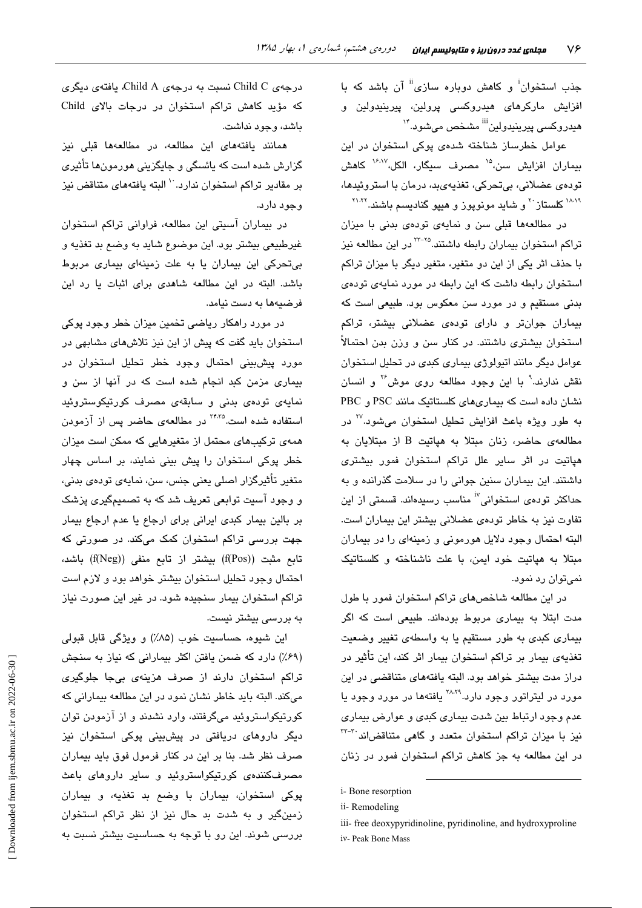جذب استخوان[i] و کاهش دوباره سازی[ii] آن باشد که با افزایش مارکرهای هیدروکسی پرولین، پیریدینولین و هیدروکسی پیریدینولین[iii] مشخص می‌شود.[14]

عوامل خطرساز شناخته شده‌ی پوکی استخوان در این بیماران افزایش سن،[15] مصرف سیگار، الکل،[16,17] کاهش توده‌ی عضلانی، بی‌تحرکی، تغذیه‌ی‌بد، درمان با استروئیدها،[18,19] کلستاز[20] و شاید مونوپوز و هیپو گنادیسم باشند.[21,22]

در مطالعه‌ها قبلی سن و نمایه‌ی توده‌ی بدنی با میزان تراکم استخوان بیماران رابطه داشتند.[23-25] در این مطالعه نیز با حذف اثر یکی از این دو متغیر، متغیر دیگر با میزان تراکم استخوان رابطه داشت که این رابطه در مورد نمایه‌ی توده‌ی بدنی مستقیم و در مورد سن معکوس بود. طبیعی است که بیماران جوان‌تر و دارای توده‌ی عضلانی بیشتر، تراکم استخوان بیشتری داشتند. در کنار سن و وزن بدن احتمالاً عوامل دیگر مانند اتیولوژی بیماری کبدی در تحلیل استخوان نقش ندارند.[9] با این وجود مطالعه روی موش[26] و انسان نشان داده است که بیماری‌های کلستاتیک مانند PSC و PBC به طور ویژه باعث افزایش تحلیل استخوان می‌شود.[27] در مطالعه‌ی حاضر، زنان مبتلا به هپاتیت B از مبتلایان به هپاتیت در اثر سایر علل تراکم استخوان فمور بیشتری داشتند. این بیماران سنین جوانی را در سلامت گذرانده و به حداکثر توده‌ی استخوانی[iv] مناسب رسیده‌اند. قسمتی از این تفاوت نیز به خاطر توده‌ی عضلانی بیشتر این بیماران است. البته احتمال وجود دلایل هورمونی و زمینه‌ای را در بیماران مبتلا به هپاتیت خود ایمن، با علت ناشناخته و کلستاتیک نمی‌توان رد نمود.

در این مطالعه شاخص‌های تراکم استخوان فمور با طول مدت ابتلا به بیماری مربوط بوده‌اند. طبیعی است که اگر بیماری کبدی به طور مستقیم یا به واسطه‌ی تغییر وضعیت تغذیه‌ی بیمار بر تراکم استخوان بیمار اثر کند، این تأثیر در دراز مدت بیشتر خواهد بود. البته یافته‌های متناقضی در این مورد در لیتراتور وجود دارد.[28,29] یافته‌ها در مورد وجود یا عدم وجود ارتباط بین شدت بیماری کبدی و عوارض بیماری نیز با میزان تراکم استخوان متعدد و گاهی متناقض‌اند.[30-32] در این مطالعه به جز کاهش تراکم استخوان فمور در زنان درجه‌ی Child C نسبت به درجه‌ی Child A، یافته‌ی دیگری که مؤید کاهش تراکم استخوان در درجات بالای Child باشد، وجود نداشت.

همانند یافته‌های این مطالعه، در مطالعه‌ها قبلی نیز گزارش شده است که یائسگی و جایگزینی هورمون‌ها تأثیری بر مقادیر تراکم استخوان ندارد.[10] البته یافته‌های متناقض نیز وجود دارد.

در بیماران آسیتی این مطالعه، فراوانی تراکم استخوان غیرطبیعی بیشتر بود. این موضوع شاید به وضع بد تغذیه و بی‌تحرکی این بیماران یا به علت زمینه‌ای بیماری مربوط باشد. البته در این مطالعه شاهدی برای اثبات یا رد این فرضیه‌ها به دست نیامد.

در مورد راهکار ریاضی تخمین میزان خطر وجود پوکی استخوان باید گفت که پیش از این نیز تلاش‌های مشابهی در مورد پیش‌بینی احتمال وجود خطر تحلیل استخوان در بیماری مزمن کبد انجام شده است که در آنها از سن و نمایه‌ی توده‌ی بدنی و سابقه‌ی مصرف کورتیکوستروئید استفاده شده است.[34,35] در مطالعه‌ی حاضر پس از آزمودن همه‌ی ترکیب‌های محتمل از متغیرهایی که ممکن است میزان خطر پوکی استخوان را پیش بینی نمایند، بر اساس چهار متغیر تأثیرگذار اصلی یعنی جنس، سن، نمایه‌ی توده‌ی بدنی، و وجود آسیت توابعی تعریف شد که به تصمیم‌گیری پزشک بر بالین بیمار کبدی ایرانی برای ارجاع یا عدم ارجاع بیمار جهت بررسی تراکم استخوان کمک می‌کند. در صورتی که تابع مثبت (f(Pos)) بیشتر از تابع منفی (f(Neg)) باشد، احتمال وجود تحلیل استخوان بیشتر خواهد بود و لازم است تراکم استخوان بیمار سنجیده شود. در غیر این صورت نیاز به بررسی بیشتر نیست.

این شیوه، حساسیت خوب (۸۵٪) و ویژگی قابل قبولی (۶۹٪) دارد که ضمن یافتن اکثر بیمارانی که نیاز به سنجش تراکم استخوان دارند از صرف هزینه‌ی بی‌جا جلوگیری می‌کند. البته باید خاطر نشان نمود در این مطالعه بیمارانی که کورتیکواستروئید می‌گرفتند، وارد نشدند و از آزمودن توان دیگر داروهای دریافتی در پیش‌بینی پوکی استخوان نیز صرف نظر شد. بنا بر این در کنار فرمول فوق باید بیماران مصرف‌کننده‌ی کورتیکواستروئید و سایر داروهای باعث پوکی استخوان، بیماران با وضع بد تغذیه، و بیماران زمین‌گیر و به شدت بد حال نیز از نظر تراکم استخوان بررسی شوند. این رو با توجه به حساسیت بیشتر نسبت به

---

i- Bone resorption

ii- Remodeling

iii- free deoxypyridinoline, pyridinoline, and hydroxyproline

iv- Peak Bone Mass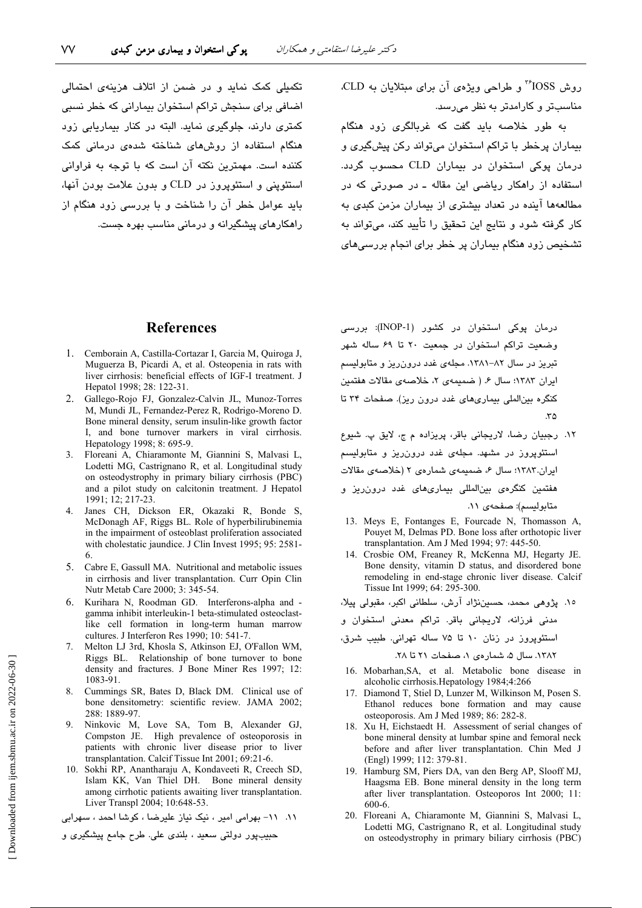روش IOSS[26] و طراحی ویژه‌ی آن برای مبتلایان به CLD، مناسب‌تر و کارامدتر به نظر می‌رسد.

به طور خلاصه باید گفت که غربالگری زود هنگام بیماران پرخطر با تراکم استخوان می‌تواند رکن پیشگیری و درمان پوکی استخوان در بیماران CLD محسوب گردد. استفاده از راهکار ریاضی این مقاله ـ در صورتی که در مطالعه‌ها آینده در تعداد بیشتری از بیماران مزمن کبدی به کار گرفته شود و نتایج این تحقیق را تأیید کند، می‌تواند به تشخیص زود هنگام بیماران پر خطر برای انجام بررسی‌های تکمیلی کمک نماید و در ضمن از اتلاف هزینه‌ی احتمالی اضافی برای سنجش تراکم استخوان بیمارانی که خطر نسبی کمتری دارند، جلوگیری نماید. البته در کنار بیماریابی زود هنگام استفاده از روش‌های شناخته شده‌ی درمانی کمک کننده است. مهمترین نکته آن است که با توجه به فراوانی استئوپنی و استئوپروز در CLD و بدون علامت بودن آنها، باید عوامل خطر آن را شناخت و با بررسی زود هنگام از راهکارهای پیشگیرانه و درمانی مناسب بهره جست.

## References

1. Cemborain A, Castilla-Cortazar I, Garcia M, Quiroga J, Muguerza B, Picardi A, et al. Osteopenia in rats with liver cirrhosis: beneficial effects of IGF-I treatment. J Hepatol 1998; 28: 122-31.
2. Gallego-Rojo FJ, Gonzalez-Calvin JL, Munoz-Torres M, Mundi JL, Fernandez-Perez R, Rodrigo-Moreno D. Bone mineral density, serum insulin-like growth factor I, and bone turnover markers in viral cirrhosis. Hepatology 1998; 8: 695-9.
3. Floreani A, Chiaramonte M, Giannini S, Malvasi L, Lodetti MG, Castrignano R, et al. Longitudinal study on osteodystrophy in primary biliary cirrhosis (PBC) and a pilot study on calcitonin treatment. J Hepatol 1991; 12; 217-23.
4. Janes CH, Dickson ER, Okazaki R, Bonde S, McDonagh AF, Riggs BL. Role of hyperbilirubinemia in the impairment of osteoblast proliferation associated with cholestatic jaundice. J Clin Invest 1995; 95: 2581-6.
5. Cabre E, Gassull MA. Nutritional and metabolic issues in cirrhosis and liver transplantation. Curr Opin Clin Nutr Metab Care 2000; 3: 345-54.
6. Kurihara N, Roodman GD. Interferons-alpha and -gamma inhibit interleukin-1 beta-stimulated osteoclast-like cell formation in long-term human marrow cultures. J Interferon Res 1990; 10: 541-7.
7. Melton LJ 3rd, Khosla S, Atkinson EJ, O'Fallon WM, Riggs BL. Relationship of bone turnover to bone density and fractures. J Bone Miner Res 1997; 12: 1083-91.
8. Cummings SR, Bates D, Black DM. Clinical use of bone densitometry: scientific review. JAMA 2002; 288: 1889-97.
9. Ninkovic M, Love SA, Tom B, Alexander GJ, Compston JE. High prevalence of osteoporosis in patients with chronic liver disease prior to liver transplantation. Calcif Tissue Int 2001; 69:21-6.
10. Sokhi RP, Anantharaju A, Kondaveeti R, Creech SD, Islam KK, Van Thiel DH. Bone mineral density among cirrhotic patients awaiting liver transplantation. Liver Transpl 2004; 10:648-53.
11. ۱۱- بهرامی امیر ، نیک نیاز علیرضا ، کوشا احمد ، سهرابی حبیب‌پور دولتی سعید ، بلندی علی. طرح جامع پیشگیری و درمان پوکی استخوان در کشور (INOP-1): بررسی وضعیت تراکم استخوان در جمعیت ۲۰ تا ۶۹ ساله شهر تبریز در سال ۸۲-۱۳۸۱. مجله‌ی غدد درون‌ریز و متابولیسم ایران ۱۳۸۳؛ سال ۶. ( ضمیمه‌ی ۲، خلاصه‌ی مقالات هفتمین کنگره بین‌المللی بیماری‌های غدد درون ریز). صفحات ۳۴ تا ۳۵.
12. رجبیان رضا، لاریجانی باقر، پریزاده م ج، لایق پ. شیوع استئوپروز در مشهد. مجله‌ی غدد درون‌ریز و متابولیسم ایران.۱۳۸۳؛ سال ۶، ضمیمه‌ی شماره‌ی ۲ (خلاصه‌ی مقالات هفتمین کنگره‌ی بین‌المللی بیماری‌های غدد درون‌ریز و متابولیسم): صفحه‌ی ۱۱.
13. Meys E, Fontanges E, Fourcade N, Thomasson A, Pouyet M, Delmas PD. Bone loss after orthotopic liver transplantation. Am J Med 1994; 97: 445-50.
14. Crosbie OM, Freaney R, McKenna MJ, Hegarty JE. Bone density, vitamin D status, and disordered bone remodeling in end-stage chronic liver disease. Calcif Tissue Int 1999; 64: 295-300.
15. پژوهی محمد، حسین‌نژاد آرش، سلطانی اکبر، مقبولی پیلا، مدنی فرزانه، لاریجانی باقر. تراکم معدنی استخوان و استئوپروز در زنان ۱۰ تا ۷۵ ساله تهرانی. طبیب شرق، ۱۳۸۲، سال ۵، شماره‌ی ۱، صفحات ۲۱ تا ۲۸.
16. Mobarhan,SA, et al. Metabolic bone disease in alcoholic cirrhosis.Hepatology 1984;4:266
17. Diamond T, Stiel D, Lunzer M, Wilkinson M, Posen S. Ethanol reduces bone formation and may cause osteoporosis. Am J Med 1989; 86: 282-8.
18. Xu H, Eichstaedt H. Assessment of serial changes of bone mineral density at lumbar spine and femoral neck before and after liver transplantation. Chin Med J (Engl) 1999; 112: 379-81.
19. Hamburg SM, Piers DA, van den Berg AP, Slooff MJ, Haagsma EB. Bone mineral density in the long term after liver transplantation. Osteoporos Int 2000; 11: 600-6.
20. Floreani A, Chiaramonte M, Giannini S, Malvasi L, Lodetti MG, Castrignano R, et al. Longitudinal study on osteodystrophy in primary biliary cirrhosis (PBC)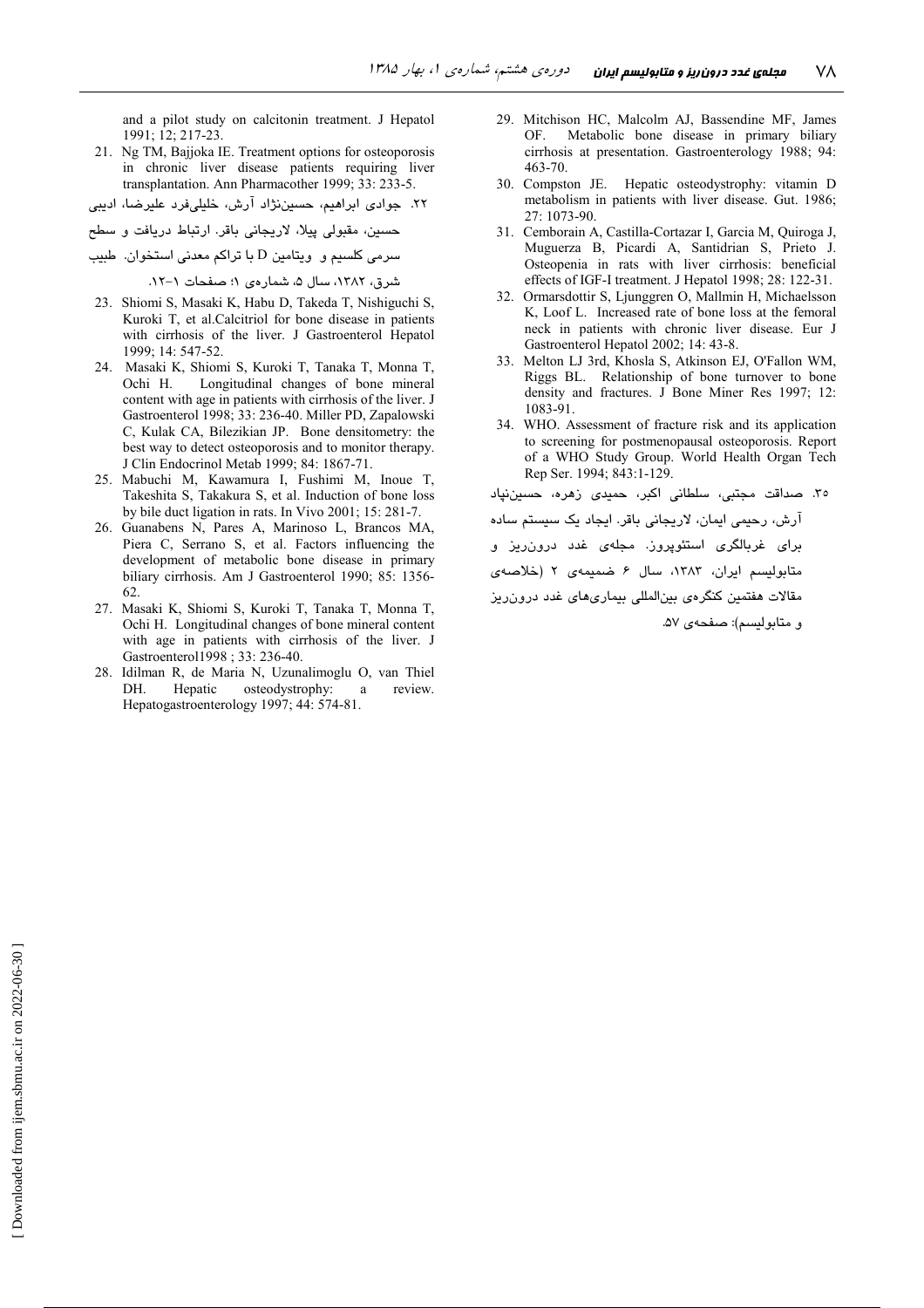and a pilot study on calcitonin treatment. J Hepatol 1991; 12; 217-23.

21. Ng TM, Bajjoka IE. Treatment options for osteoporosis in chronic liver disease patients requiring liver transplantation. Ann Pharmacother 1999; 33: 233-5.

۲۲. جوادی ابراهیم، حسین‌نژاد آرش، خلیلی‌فرد علیرضا، ادیبی حسین، مقبولی پیلا، لاریجانی باقر. ارتباط دریافت و سطح سرمی کلسیم و ویتامین D با تراکم معدنی استخوان. طبیب شرق، ۱۳۸۲، سال ۵، شماره‌ی ۱؛ صفحات ۱-۱۲.

23. Shiomi S, Masaki K, Habu D, Takeda T, Nishiguchi S, Kuroki T, et al.Calcitriol for bone disease in patients with cirrhosis of the liver. J Gastroenterol Hepatol 1999; 14: 547-52.

24. Masaki K, Shiomi S, Kuroki T, Tanaka T, Monna T, Ochi H. Longitudinal changes of bone mineral content with age in patients with cirrhosis of the liver. J Gastroenterol 1998; 33: 236-40. Miller PD, Zapalowski C, Kulak CA, Bilezikian JP. Bone densitometry: the best way to detect osteoporosis and to monitor therapy. J Clin Endocrinol Metab 1999; 84: 1867-71.

25. Mabuchi M, Kawamura I, Fushimi M, Inoue T, Takeshita S, Takakura S, et al. Induction of bone loss by bile duct ligation in rats. In Vivo 2001; 15: 281-7.

26. Guanabens N, Pares A, Marinoso L, Brancos MA, Piera C, Serrano S, et al. Factors influencing the development of metabolic bone disease in primary biliary cirrhosis. Am J Gastroenterol 1990; 85: 1356-62.

27. Masaki K, Shiomi S, Kuroki T, Tanaka T, Monna T, Ochi H. Longitudinal changes of bone mineral content with age in patients with cirrhosis of the liver. J Gastroenterol1998 ; 33: 236-40.

28. Idilman R, de Maria N, Uzunalimoglu O, van Thiel DH. Hepatic osteodystrophy: a review. Hepatogastroenterology 1997; 44: 574-81.

29. Mitchison HC, Malcolm AJ, Bassendine MF, James OF. Metabolic bone disease in primary biliary cirrhosis at presentation. Gastroenterology 1988; 94: 463-70.

30. Compston JE. Hepatic osteodystrophy: vitamin D metabolism in patients with liver disease. Gut. 1986; 27: 1073-90.

31. Cemborain A, Castilla-Cortazar I, Garcia M, Quiroga J, Muguerza B, Picardi A, Santidrian S, Prieto J. Osteopenia in rats with liver cirrhosis: beneficial effects of IGF-I treatment. J Hepatol 1998; 28: 122-31.

32. Ormarsdottir S, Ljunggren O, Mallmin H, Michaelsson K, Loof L. Increased rate of bone loss at the femoral neck in patients with chronic liver disease. Eur J Gastroenterol Hepatol 2002; 14: 43-8.

33. Melton LJ 3rd, Khosla S, Atkinson EJ, O'Fallon WM, Riggs BL. Relationship of bone turnover to bone density and fractures. J Bone Miner Res 1997; 12: 1083-91.

34. WHO. Assessment of fracture risk and its application to screening for postmenopausal osteoporosis. Report of a WHO Study Group. World Health Organ Tech Rep Ser. 1994; 843:1-129.

۳۵. صداقت مجتبی، سلطانی اکبر، حمیدی زهره، حسین‌نپاد آرش، رحیمی ایمان، لاریجانی باقر. ایجاد یک سیستم ساده برای غربالگری استئوپروز. مجله‌ی غدد درون‌ریز و متابولیسم ایران، ۱۳۸۳، سال ۶ ضمیمه‌ی ۲ (خلاصه‌ی مقالات هفتمین کنگره‌ی بین‌المللی بیماری‌های غدد درون‌ریز و متابولیسم): صفحه‌ی ۵۷.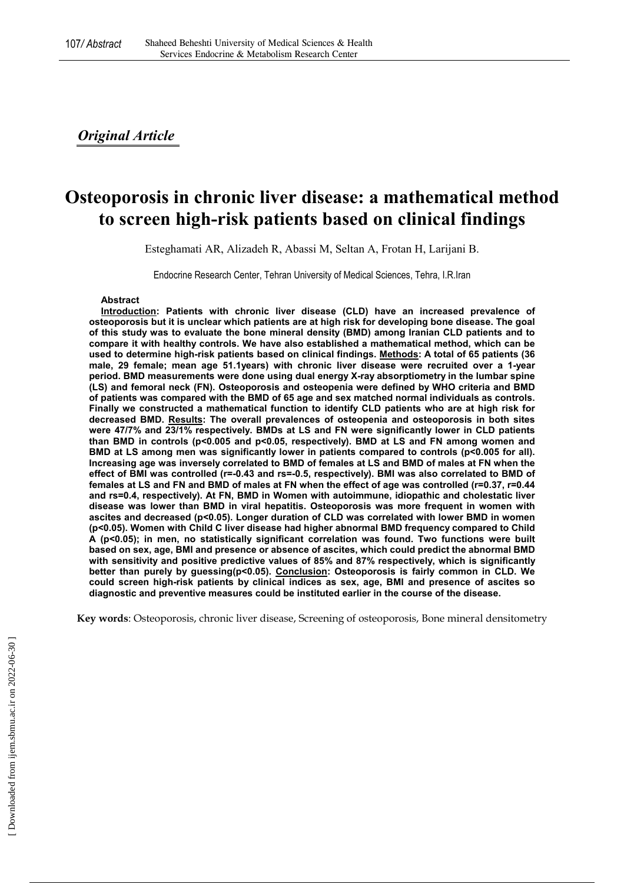*Original Article*

# Osteoporosis in chronic liver disease: a mathematical method to screen high-risk patients based on clinical findings

Esteghamati AR, Alizadeh R, Abassi M, Seltan A, Frotan H, Larijani B.

Endocrine Research Center, Tehran University of Medical Sciences, Tehra, I.R.Iran

**Abstract**

**Introduction: Patients with chronic liver disease (CLD) have an increased prevalence of osteoporosis but it is unclear which patients are at high risk for developing bone disease. The goal of this study was to evaluate the bone mineral density (BMD) among Iranian CLD patients and to compare it with healthy controls. We have also established a mathematical method, which can be used to determine high-risk patients based on clinical findings. Methods: A total of 65 patients (36 male, 29 female; mean age 51.1years) with chronic liver disease were recruited over a 1-year period. BMD measurements were done using dual energy X-ray absorptiometry in the lumbar spine (LS) and femoral neck (FN). Osteoporosis and osteopenia were defined by WHO criteria and BMD of patients was compared with the BMD of 65 age and sex matched normal individuals as controls. Finally we constructed a mathematical function to identify CLD patients who are at high risk for decreased BMD. Results: The overall prevalences of osteopenia and osteoporosis in both sites were 47/7% and 23/1% respectively. BMDs at LS and FN were significantly lower in CLD patients than BMD in controls ($p<0.005$ and $p<0.05$, respectively). BMD at LS and FN among women and BMD at LS among men was significantly lower in patients compared to controls ($p<0.005$ for all). Increasing age was inversely correlated to BMD of females at LS and BMD of males at FN when the effect of BMI was controlled ($r=-0.43$ and $rs=-0.5$, respectively). BMI was also correlated to BMD of females at LS and FN and BMD of males at FN when the effect of age was controlled ($r=0.37$, $r=0.44$ and $rs=0.4$, respectively). At FN, BMD in Women with autoimmune, idiopathic and cholestatic liver disease was lower than BMD in viral hepatitis. Osteoporosis was more frequent in women with ascites and decreased ($p<0.05$). Longer duration of CLD was correlated with lower BMD in women ($p<0.05$). Women with Child C liver disease had higher abnormal BMD frequency compared to Child A ($p<0.05$); in men, no statistically significant correlation was found. Two functions were built based on sex, age, BMI and presence or absence of ascites, which could predict the abnormal BMD with sensitivity and positive predictive values of 85% and 87% respectively, which is significantly better than purely by guessing($p<0.05$). Conclusion: Osteoporosis is fairly common in CLD. We could screen high-risk patients by clinical indices as sex, age, BMI and presence of ascites so diagnostic and preventive measures could be instituted earlier in the course of the disease.**

**Key words**: Osteoporosis, chronic liver disease, Screening of osteoporosis, Bone mineral densitometry